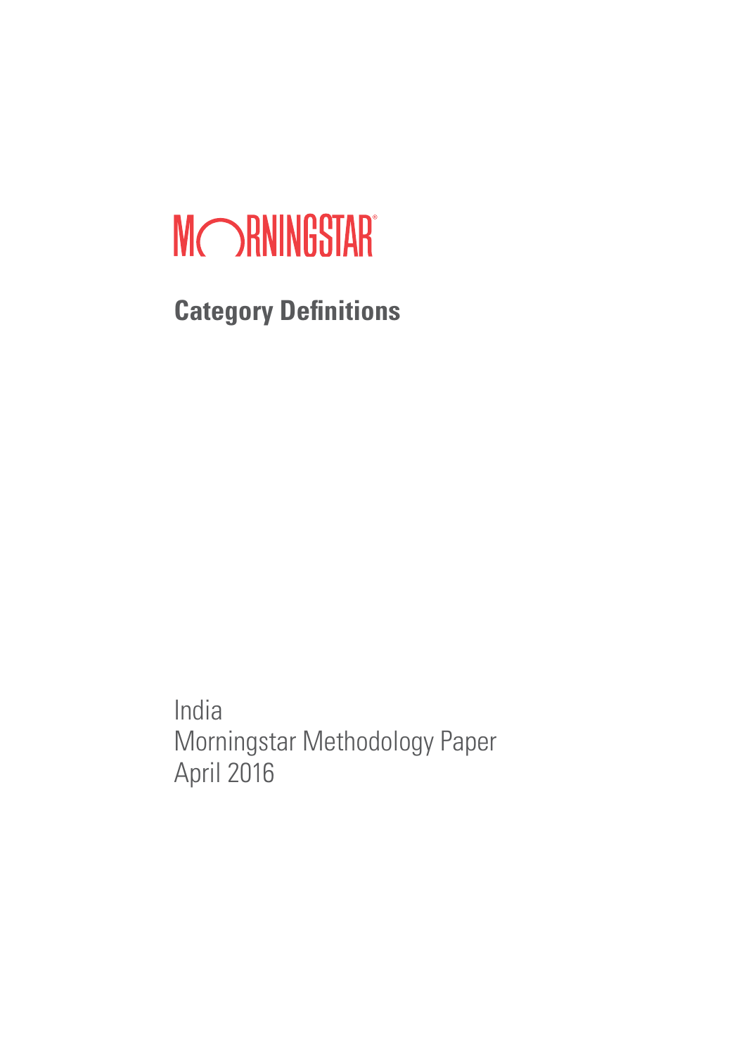MORNINGSTAR®

# Category Definitions

India
Morningstar Methodology Paper
April 2016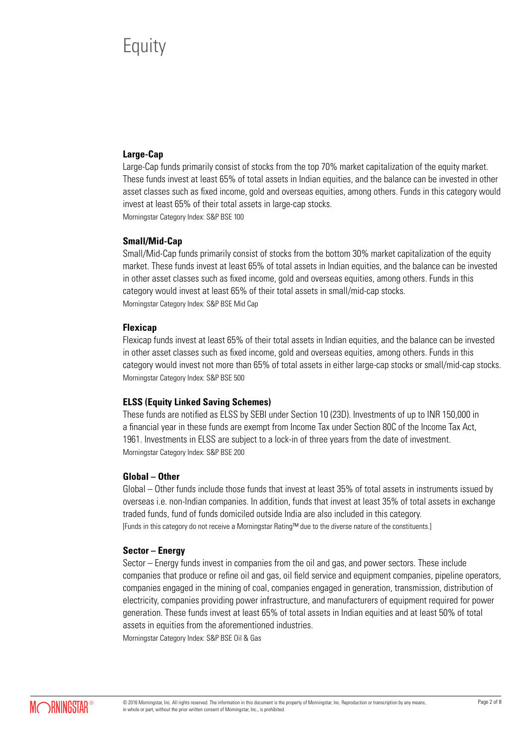# Equity

### Large-Cap

Large-Cap funds primarily consist of stocks from the top 70% market capitalization of the equity market. These funds invest at least 65% of total assets in Indian equities, and the balance can be invested in other asset classes such as fixed income, gold and overseas equities, among others. Funds in this category would invest at least 65% of their total assets in large-cap stocks.

Morningstar Category Index: S&P BSE 100

### Small/Mid-Cap

Small/Mid-Cap funds primarily consist of stocks from the bottom 30% market capitalization of the equity market. These funds invest at least 65% of total assets in Indian equities, and the balance can be invested in other asset classes such as fixed income, gold and overseas equities, among others. Funds in this category would invest at least 65% of their total assets in small/mid-cap stocks.

Morningstar Category Index: S&P BSE Mid Cap

### Flexicap

Flexicap funds invest at least 65% of their total assets in Indian equities, and the balance can be invested in other asset classes such as fixed income, gold and overseas equities, among others. Funds in this category would invest not more than 65% of total assets in either large-cap stocks or small/mid-cap stocks.

Morningstar Category Index: S&P BSE 500

### ELSS (Equity Linked Saving Schemes)

These funds are notified as ELSS by SEBI under Section 10 (23D). Investments of up to INR 150,000 in a financial year in these funds are exempt from Income Tax under Section 80C of the Income Tax Act, 1961. Investments in ELSS are subject to a lock-in of three years from the date of investment.

Morningstar Category Index: S&P BSE 200

### Global – Other

Global – Other funds include those funds that invest at least 35% of total assets in instruments issued by overseas i.e. non-Indian companies. In addition, funds that invest at least 35% of total assets in exchange traded funds, fund of funds domiciled outside India are also included in this category.

[Funds in this category do not receive a Morningstar Rating™ due to the diverse nature of the constituents.]

### Sector – Energy

Sector – Energy funds invest in companies from the oil and gas, and power sectors. These include companies that produce or refine oil and gas, oil field service and equipment companies, pipeline operators, companies engaged in the mining of coal, companies engaged in generation, transmission, distribution of electricity, companies providing power infrastructure, and manufacturers of equipment required for power generation. These funds invest at least 65% of total assets in Indian equities and at least 50% of total assets in equities from the aforementioned industries.

Morningstar Category Index: S&P BSE Oil & Gas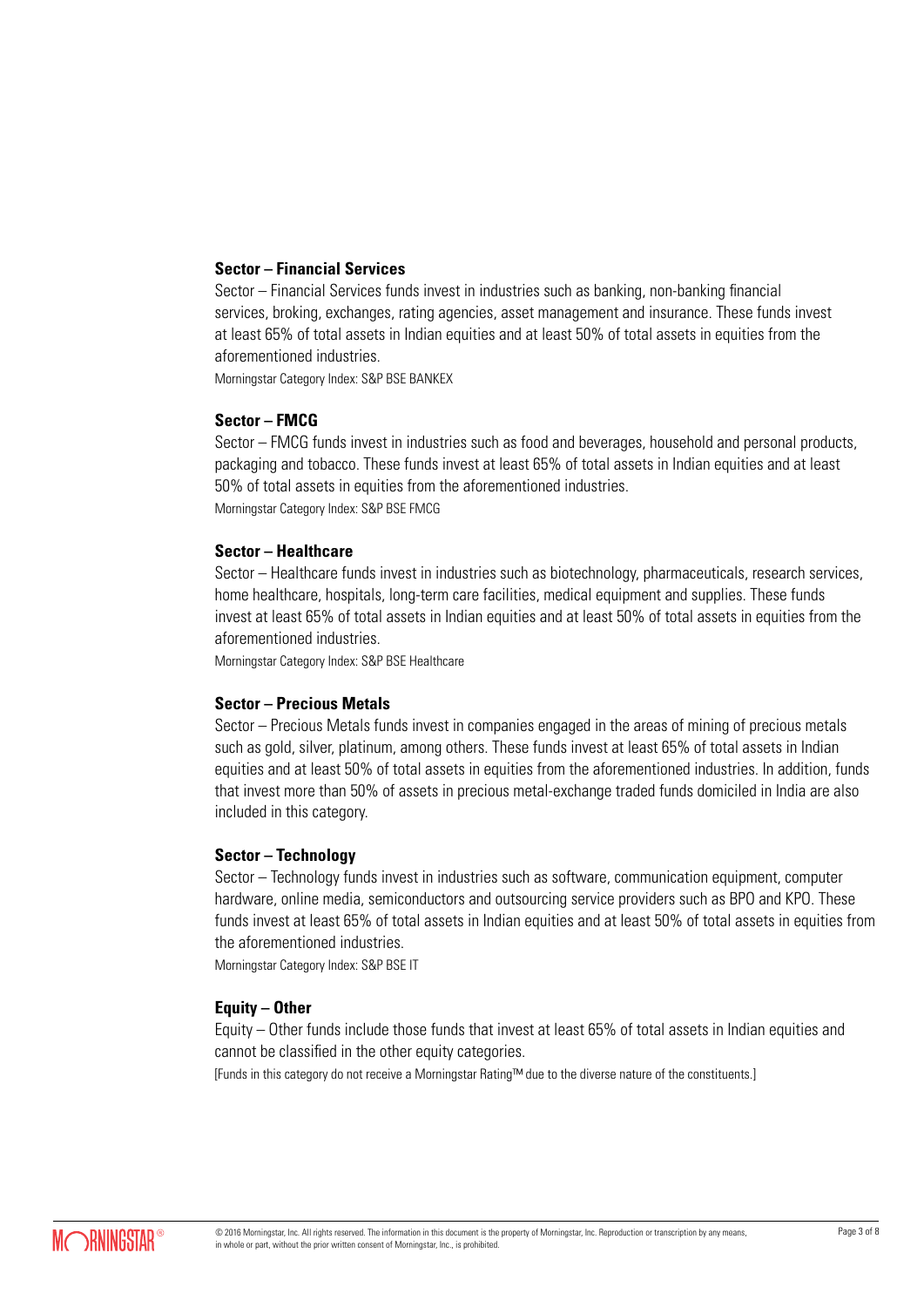### Sector – Financial Services

Sector – Financial Services funds invest in industries such as banking, non-banking financial services, broking, exchanges, rating agencies, asset management and insurance. These funds invest at least 65% of total assets in Indian equities and at least 50% of total assets in equities from the aforementioned industries.

Morningstar Category Index: S&P BSE BANKEX

### Sector – FMCG

Sector – FMCG funds invest in industries such as food and beverages, household and personal products, packaging and tobacco. These funds invest at least 65% of total assets in Indian equities and at least 50% of total assets in equities from the aforementioned industries.

Morningstar Category Index: S&P BSE FMCG

### Sector – Healthcare

Sector – Healthcare funds invest in industries such as biotechnology, pharmaceuticals, research services, home healthcare, hospitals, long-term care facilities, medical equipment and supplies. These funds invest at least 65% of total assets in Indian equities and at least 50% of total assets in equities from the aforementioned industries.

Morningstar Category Index: S&P BSE Healthcare

### Sector – Precious Metals

Sector – Precious Metals funds invest in companies engaged in the areas of mining of precious metals such as gold, silver, platinum, among others. These funds invest at least 65% of total assets in Indian equities and at least 50% of total assets in equities from the aforementioned industries. In addition, funds that invest more than 50% of assets in precious metal-exchange traded funds domiciled in India are also included in this category.

### Sector – Technology

Sector – Technology funds invest in industries such as software, communication equipment, computer hardware, online media, semiconductors and outsourcing service providers such as BPO and KPO. These funds invest at least 65% of total assets in Indian equities and at least 50% of total assets in equities from the aforementioned industries.

Morningstar Category Index: S&P BSE IT

### Equity – Other

Equity – Other funds include those funds that invest at least 65% of total assets in Indian equities and cannot be classified in the other equity categories.

[Funds in this category do not receive a Morningstar Rating™ due to the diverse nature of the constituents.]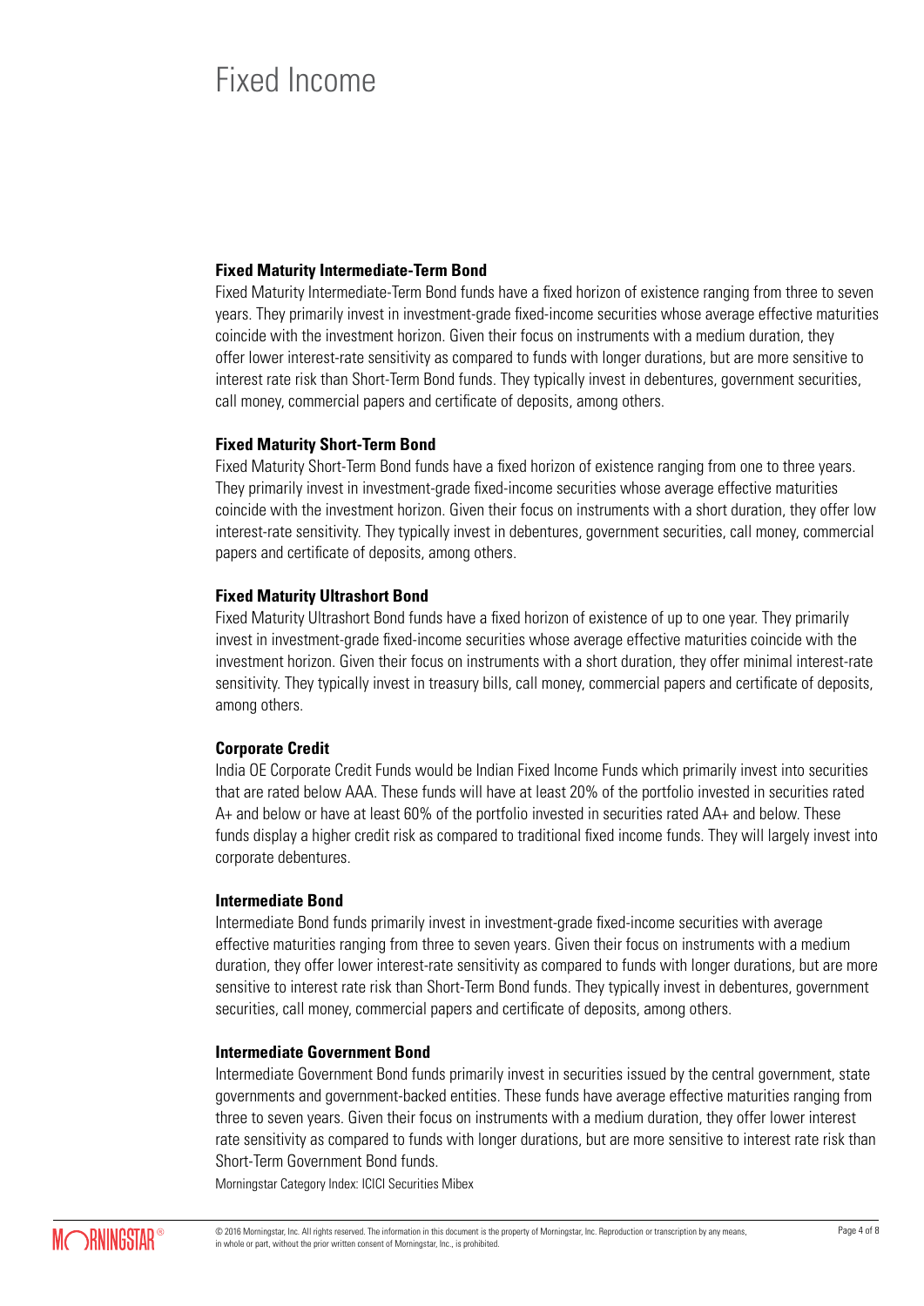# Fixed Income

### Fixed Maturity Intermediate-Term Bond

Fixed Maturity Intermediate-Term Bond funds have a fixed horizon of existence ranging from three to seven years. They primarily invest in investment-grade fixed-income securities whose average effective maturities coincide with the investment horizon. Given their focus on instruments with a medium duration, they offer lower interest-rate sensitivity as compared to funds with longer durations, but are more sensitive to interest rate risk than Short-Term Bond funds. They typically invest in debentures, government securities, call money, commercial papers and certificate of deposits, among others.

### Fixed Maturity Short-Term Bond

Fixed Maturity Short-Term Bond funds have a fixed horizon of existence ranging from one to three years. They primarily invest in investment-grade fixed-income securities whose average effective maturities coincide with the investment horizon. Given their focus on instruments with a short duration, they offer low interest-rate sensitivity. They typically invest in debentures, government securities, call money, commercial papers and certificate of deposits, among others.

### Fixed Maturity Ultrashort Bond

Fixed Maturity Ultrashort Bond funds have a fixed horizon of existence of up to one year. They primarily invest in investment-grade fixed-income securities whose average effective maturities coincide with the investment horizon. Given their focus on instruments with a short duration, they offer minimal interest-rate sensitivity. They typically invest in treasury bills, call money, commercial papers and certificate of deposits, among others.

### Corporate Credit

India OE Corporate Credit Funds would be Indian Fixed Income Funds which primarily invest into securities that are rated below AAA. These funds will have at least 20% of the portfolio invested in securities rated A+ and below or have at least 60% of the portfolio invested in securities rated AA+ and below. These funds display a higher credit risk as compared to traditional fixed income funds. They will largely invest into corporate debentures.

### Intermediate Bond

Intermediate Bond funds primarily invest in investment-grade fixed-income securities with average effective maturities ranging from three to seven years. Given their focus on instruments with a medium duration, they offer lower interest-rate sensitivity as compared to funds with longer durations, but are more sensitive to interest rate risk than Short-Term Bond funds. They typically invest in debentures, government securities, call money, commercial papers and certificate of deposits, among others.

### Intermediate Government Bond

Intermediate Government Bond funds primarily invest in securities issued by the central government, state governments and government-backed entities. These funds have average effective maturities ranging from three to seven years. Given their focus on instruments with a medium duration, they offer lower interest rate sensitivity as compared to funds with longer durations, but are more sensitive to interest rate risk than Short-Term Government Bond funds.

Morningstar Category Index: ICICI Securities Mibex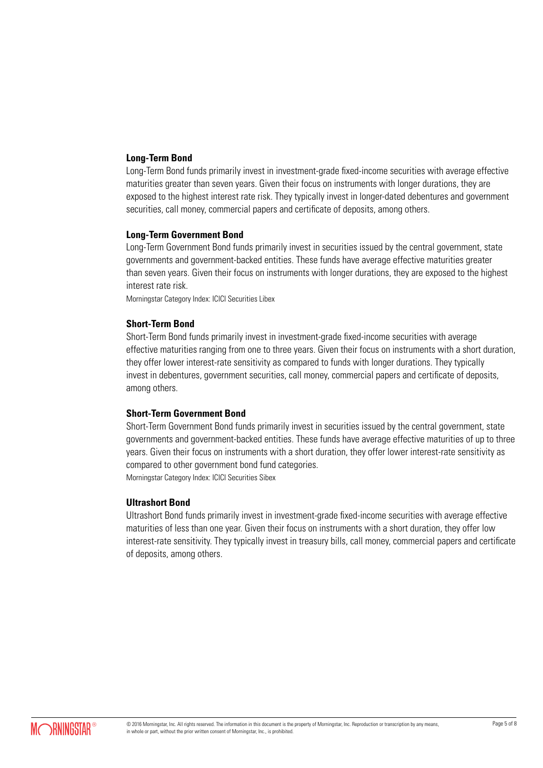**Long-Term Bond**

Long-Term Bond funds primarily invest in investment-grade fixed-income securities with average effective maturities greater than seven years. Given their focus on instruments with longer durations, they are exposed to the highest interest rate risk. They typically invest in longer-dated debentures and government securities, call money, commercial papers and certificate of deposits, among others.

**Long-Term Government Bond**

Long-Term Government Bond funds primarily invest in securities issued by the central government, state governments and government-backed entities. These funds have average effective maturities greater than seven years. Given their focus on instruments with longer durations, they are exposed to the highest interest rate risk.

Morningstar Category Index: ICICI Securities Libex

**Short-Term Bond**

Short-Term Bond funds primarily invest in investment-grade fixed-income securities with average effective maturities ranging from one to three years. Given their focus on instruments with a short duration, they offer lower interest-rate sensitivity as compared to funds with longer durations. They typically invest in debentures, government securities, call money, commercial papers and certificate of deposits, among others.

**Short-Term Government Bond**

Short-Term Government Bond funds primarily invest in securities issued by the central government, state governments and government-backed entities. These funds have average effective maturities of up to three years. Given their focus on instruments with a short duration, they offer lower interest-rate sensitivity as compared to other government bond fund categories.

Morningstar Category Index: ICICI Securities Sibex

**Ultrashort Bond**

Ultrashort Bond funds primarily invest in investment-grade fixed-income securities with average effective maturities of less than one year. Given their focus on instruments with a short duration, they offer low interest-rate sensitivity. They typically invest in treasury bills, call money, commercial papers and certificate of deposits, among others.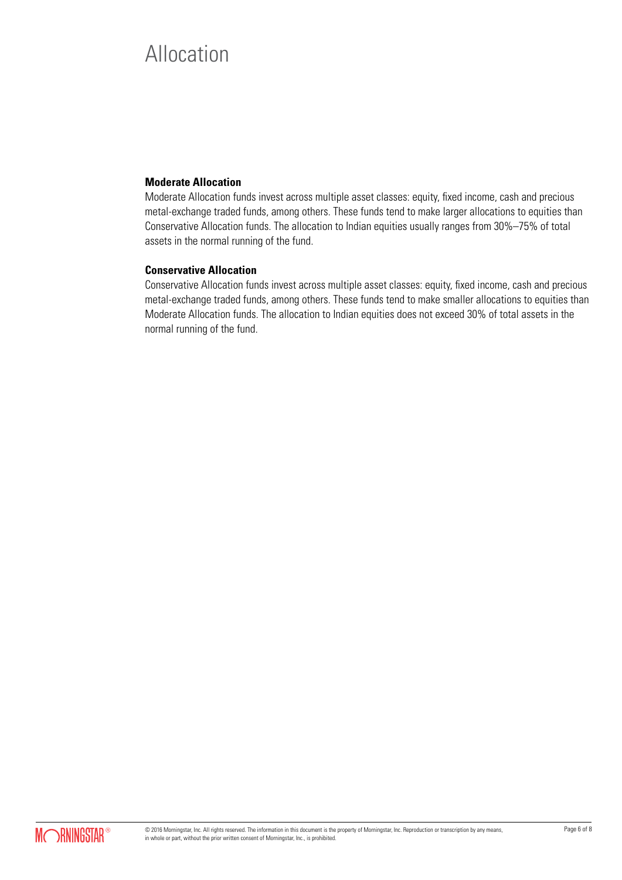# Allocation

**Moderate Allocation**

Moderate Allocation funds invest across multiple asset classes: equity, fixed income, cash and precious metal-exchange traded funds, among others. These funds tend to make larger allocations to equities than Conservative Allocation funds. The allocation to Indian equities usually ranges from 30%–75% of total assets in the normal running of the fund.

**Conservative Allocation**

Conservative Allocation funds invest across multiple asset classes: equity, fixed income, cash and precious metal-exchange traded funds, among others. These funds tend to make smaller allocations to equities than Moderate Allocation funds. The allocation to Indian equities does not exceed 30% of total assets in the normal running of the fund.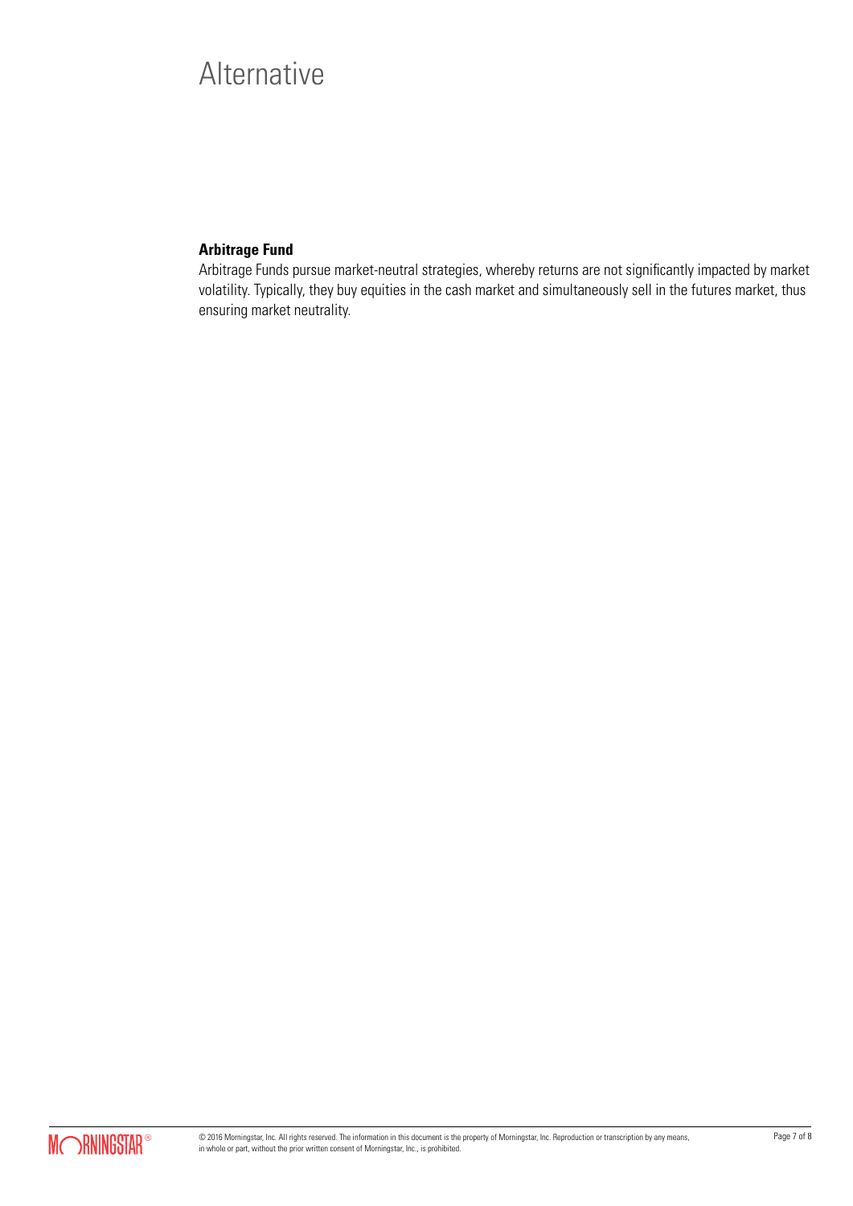# Alternative

**Arbitrage Fund**

Arbitrage Funds pursue market-neutral strategies, whereby returns are not significantly impacted by market volatility. Typically, they buy equities in the cash market and simultaneously sell in the futures market, thus ensuring market neutrality.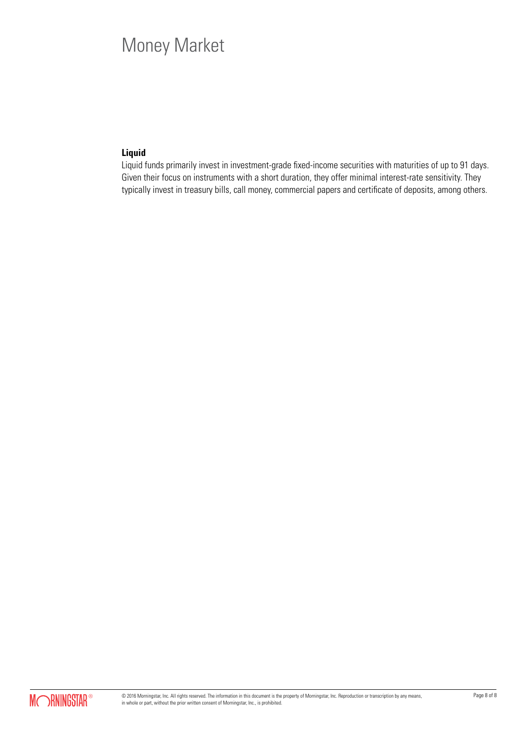# Money Market

### Liquid

Liquid funds primarily invest in investment-grade fixed-income securities with maturities of up to 91 days. Given their focus on instruments with a short duration, they offer minimal interest-rate sensitivity. They typically invest in treasury bills, call money, commercial papers and certificate of deposits, among others.